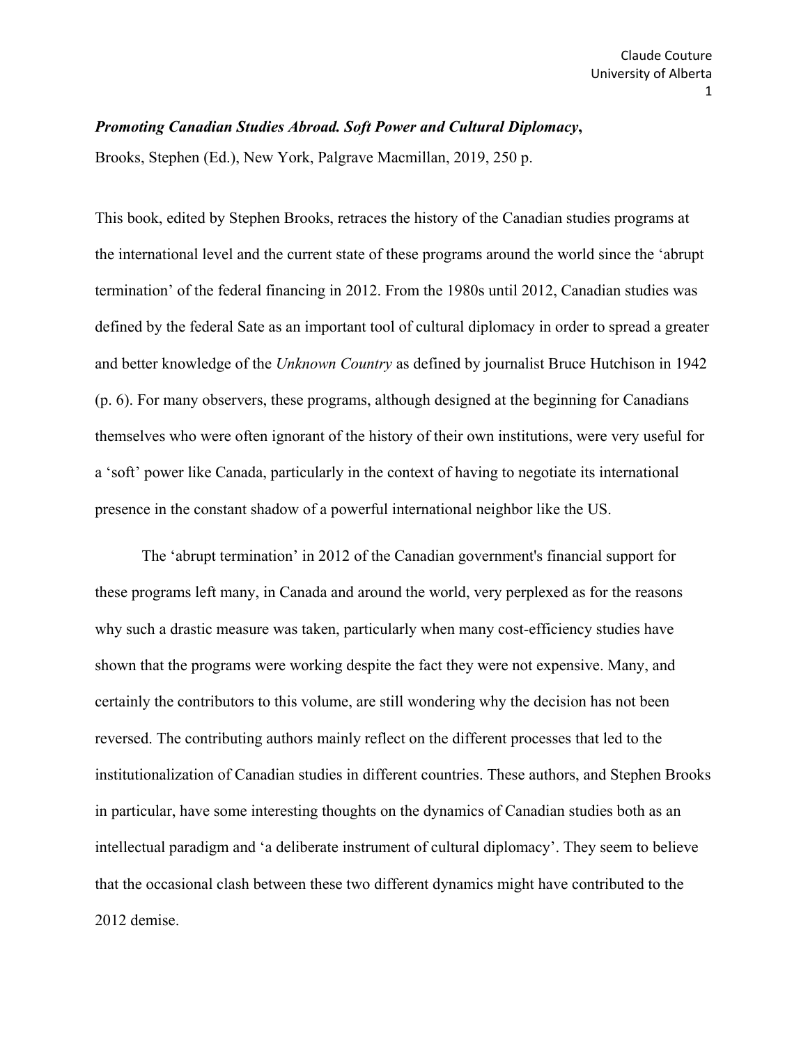***Promoting Canadian Studies Abroad. Soft Power and Cultural Diplomacy*,**
Brooks, Stephen (Ed.), New York, Palgrave Macmillan, 2019, 250 p.

This book, edited by Stephen Brooks, retraces the history of the Canadian studies programs at the international level and the current state of these programs around the world since the 'abrupt termination' of the federal financing in 2012. From the 1980s until 2012, Canadian studies was defined by the federal Sate as an important tool of cultural diplomacy in order to spread a greater and better knowledge of the *Unknown Country* as defined by journalist Bruce Hutchison in 1942 (p. 6). For many observers, these programs, although designed at the beginning for Canadians themselves who were often ignorant of the history of their own institutions, were very useful for a 'soft' power like Canada, particularly in the context of having to negotiate its international presence in the constant shadow of a powerful international neighbor like the US.

The 'abrupt termination' in 2012 of the Canadian government's financial support for these programs left many, in Canada and around the world, very perplexed as for the reasons why such a drastic measure was taken, particularly when many cost-efficiency studies have shown that the programs were working despite the fact they were not expensive. Many, and certainly the contributors to this volume, are still wondering why the decision has not been reversed. The contributing authors mainly reflect on the different processes that led to the institutionalization of Canadian studies in different countries. These authors, and Stephen Brooks in particular, have some interesting thoughts on the dynamics of Canadian studies both as an intellectual paradigm and 'a deliberate instrument of cultural diplomacy'. They seem to believe that the occasional clash between these two different dynamics might have contributed to the 2012 demise.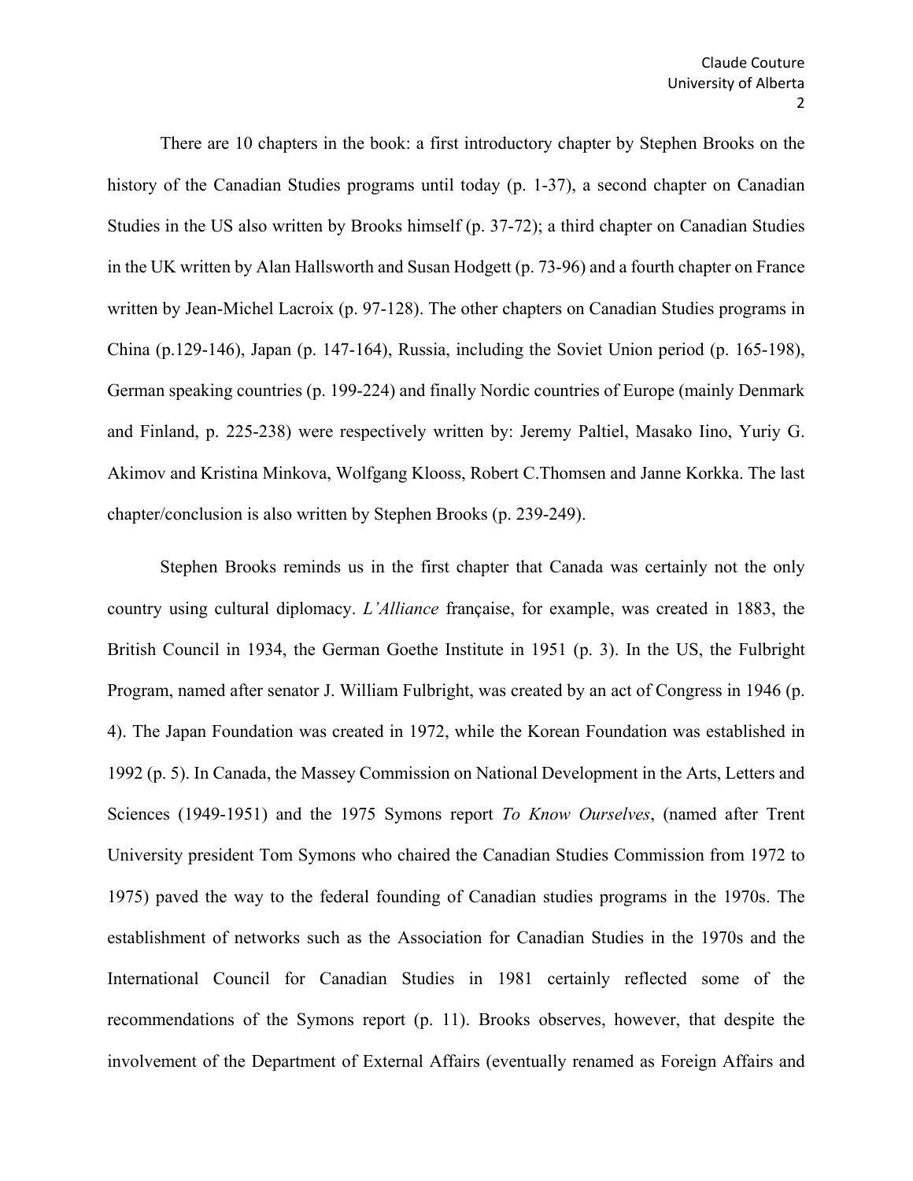There are 10 chapters in the book: a first introductory chapter by Stephen Brooks on the history of the Canadian Studies programs until today (p. 1-37), a second chapter on Canadian Studies in the US also written by Brooks himself (p. 37-72); a third chapter on Canadian Studies in the UK written by Alan Hallsworth and Susan Hodgett (p. 73-96) and a fourth chapter on France written by Jean-Michel Lacroix (p. 97-128). The other chapters on Canadian Studies programs in China (p.129-146), Japan (p. 147-164), Russia, including the Soviet Union period (p. 165-198), German speaking countries (p. 199-224) and finally Nordic countries of Europe (mainly Denmark and Finland, p. 225-238) were respectively written by: Jeremy Paltiel, Masako Iino, Yuriy G. Akimov and Kristina Minkova, Wolfgang Klooss, Robert C.Thomsen and Janne Korkka. The last chapter/conclusion is also written by Stephen Brooks (p. 239-249).

Stephen Brooks reminds us in the first chapter that Canada was certainly not the only country using cultural diplomacy. *L'Alliance* française, for example, was created in 1883, the British Council in 1934, the German Goethe Institute in 1951 (p. 3). In the US, the Fulbright Program, named after senator J. William Fulbright, was created by an act of Congress in 1946 (p. 4). The Japan Foundation was created in 1972, while the Korean Foundation was established in 1992 (p. 5). In Canada, the Massey Commission on National Development in the Arts, Letters and Sciences (1949-1951) and the 1975 Symons report *To Know Ourselves*, (named after Trent University president Tom Symons who chaired the Canadian Studies Commission from 1972 to 1975) paved the way to the federal founding of Canadian studies programs in the 1970s. The establishment of networks such as the Association for Canadian Studies in the 1970s and the International Council for Canadian Studies in 1981 certainly reflected some of the recommendations of the Symons report (p. 11). Brooks observes, however, that despite the involvement of the Department of External Affairs (eventually renamed as Foreign Affairs and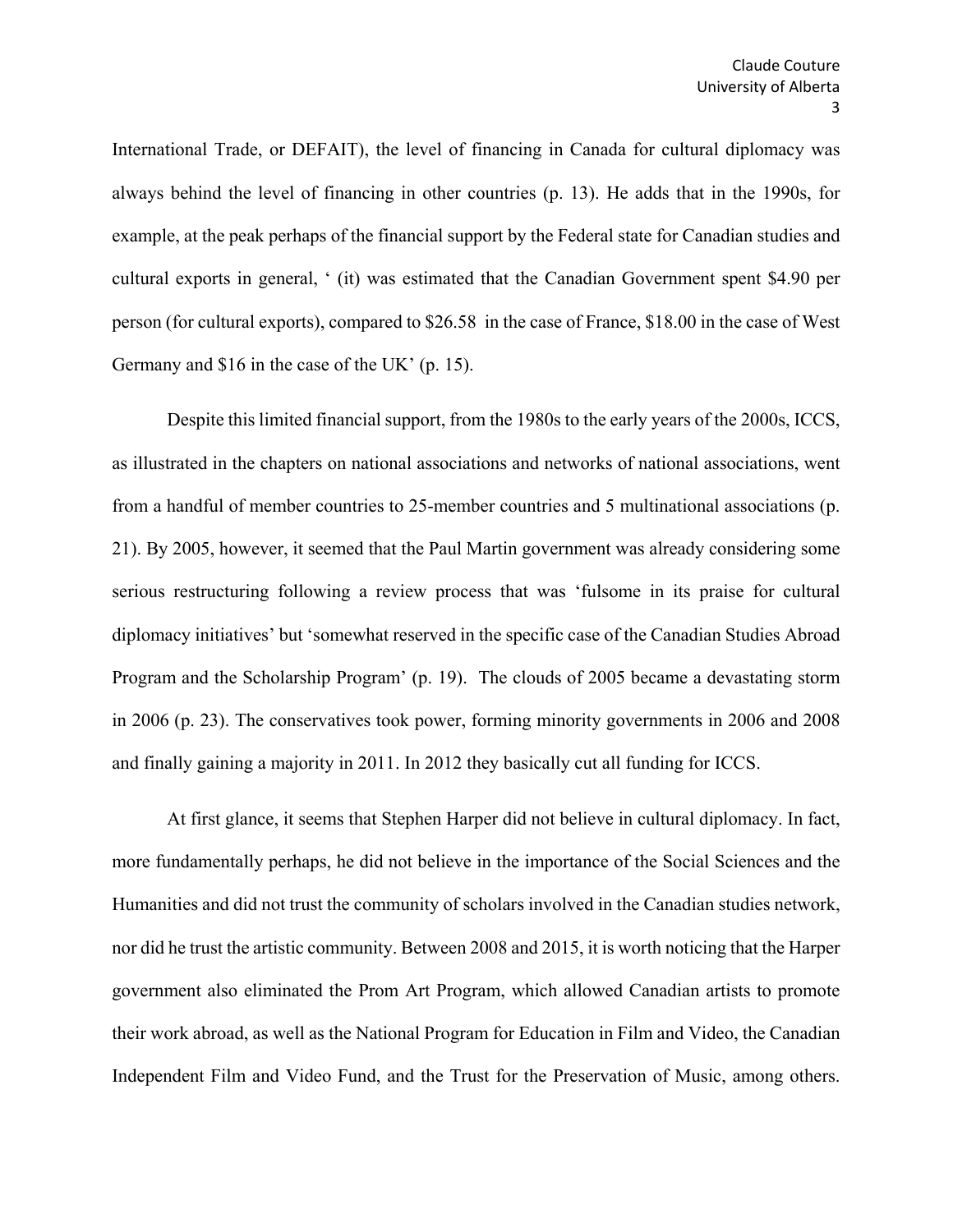International Trade, or DEFAIT), the level of financing in Canada for cultural diplomacy was always behind the level of financing in other countries (p. 13). He adds that in the 1990s, for example, at the peak perhaps of the financial support by the Federal state for Canadian studies and cultural exports in general, ' (it) was estimated that the Canadian Government spent $4.90 per person (for cultural exports), compared to $26.58 in the case of France, $18.00 in the case of West Germany and $16 in the case of the UK' (p. 15).

Despite this limited financial support, from the 1980s to the early years of the 2000s, ICCS, as illustrated in the chapters on national associations and networks of national associations, went from a handful of member countries to 25-member countries and 5 multinational associations (p. 21). By 2005, however, it seemed that the Paul Martin government was already considering some serious restructuring following a review process that was 'fulsome in its praise for cultural diplomacy initiatives' but 'somewhat reserved in the specific case of the Canadian Studies Abroad Program and the Scholarship Program' (p. 19). The clouds of 2005 became a devastating storm in 2006 (p. 23). The conservatives took power, forming minority governments in 2006 and 2008 and finally gaining a majority in 2011. In 2012 they basically cut all funding for ICCS.

At first glance, it seems that Stephen Harper did not believe in cultural diplomacy. In fact, more fundamentally perhaps, he did not believe in the importance of the Social Sciences and the Humanities and did not trust the community of scholars involved in the Canadian studies network, nor did he trust the artistic community. Between 2008 and 2015, it is worth noticing that the Harper government also eliminated the Prom Art Program, which allowed Canadian artists to promote their work abroad, as well as the National Program for Education in Film and Video, the Canadian Independent Film and Video Fund, and the Trust for the Preservation of Music, among others.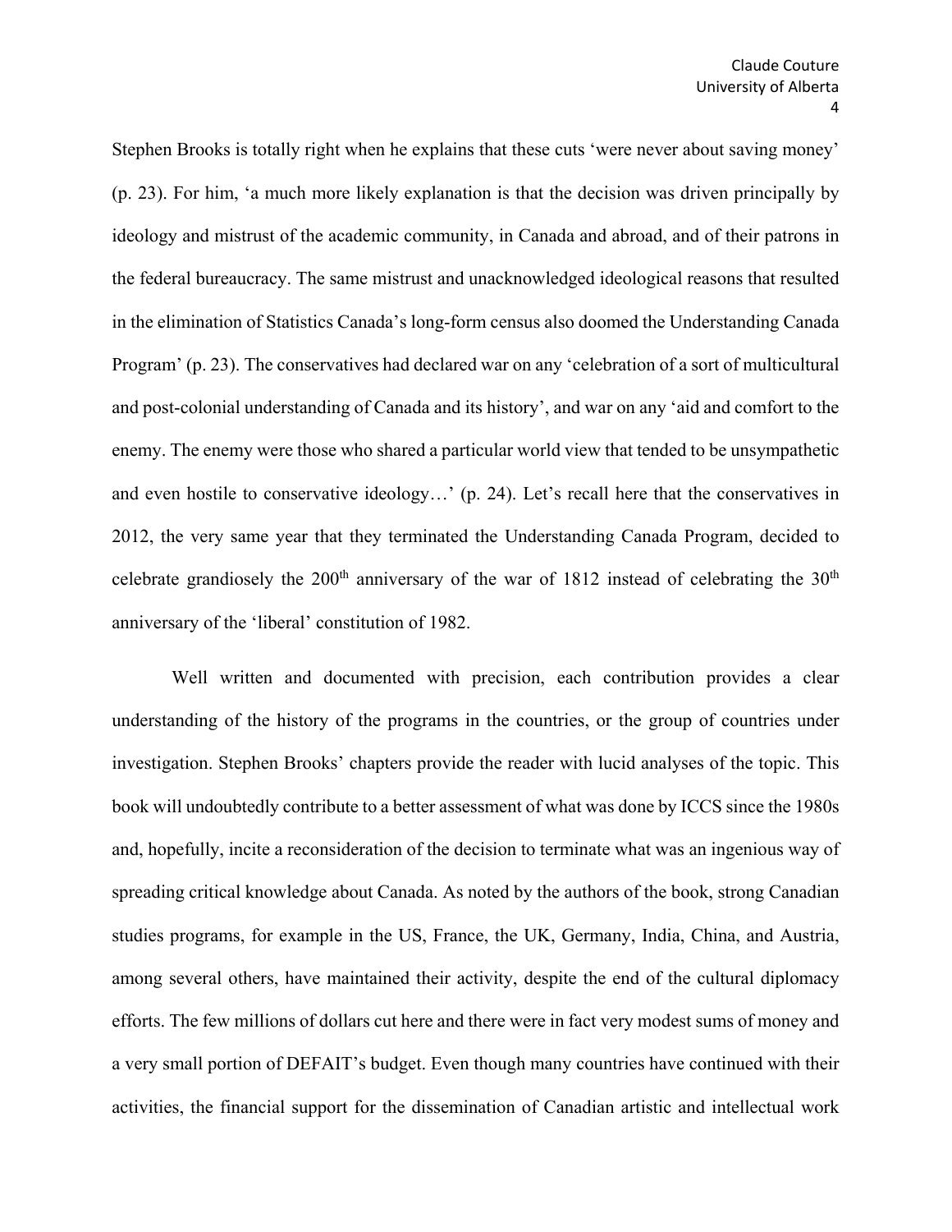Stephen Brooks is totally right when he explains that these cuts 'were never about saving money' (p. 23). For him, 'a much more likely explanation is that the decision was driven principally by ideology and mistrust of the academic community, in Canada and abroad, and of their patrons in the federal bureaucracy. The same mistrust and unacknowledged ideological reasons that resulted in the elimination of Statistics Canada's long-form census also doomed the Understanding Canada Program' (p. 23). The conservatives had declared war on any 'celebration of a sort of multicultural and post-colonial understanding of Canada and its history', and war on any 'aid and comfort to the enemy. The enemy were those who shared a particular world view that tended to be unsympathetic and even hostile to conservative ideology…' (p. 24). Let's recall here that the conservatives in 2012, the very same year that they terminated the Understanding Canada Program, decided to celebrate grandiosely the 200th anniversary of the war of 1812 instead of celebrating the 30th anniversary of the 'liberal' constitution of 1982.

Well written and documented with precision, each contribution provides a clear understanding of the history of the programs in the countries, or the group of countries under investigation. Stephen Brooks' chapters provide the reader with lucid analyses of the topic. This book will undoubtedly contribute to a better assessment of what was done by ICCS since the 1980s and, hopefully, incite a reconsideration of the decision to terminate what was an ingenious way of spreading critical knowledge about Canada. As noted by the authors of the book, strong Canadian studies programs, for example in the US, France, the UK, Germany, India, China, and Austria, among several others, have maintained their activity, despite the end of the cultural diplomacy efforts. The few millions of dollars cut here and there were in fact very modest sums of money and a very small portion of DEFAIT's budget. Even though many countries have continued with their activities, the financial support for the dissemination of Canadian artistic and intellectual work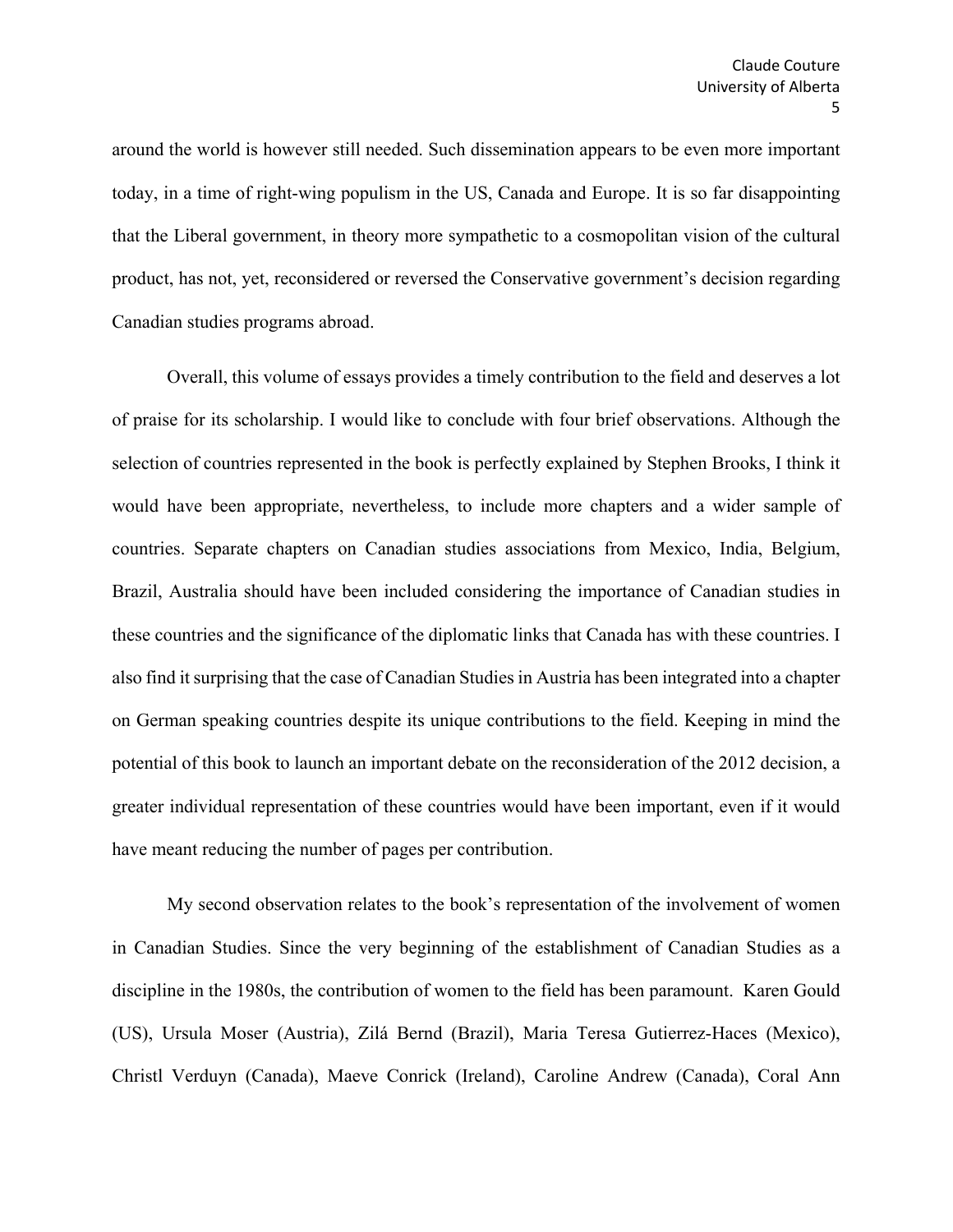around the world is however still needed. Such dissemination appears to be even more important today, in a time of right-wing populism in the US, Canada and Europe. It is so far disappointing that the Liberal government, in theory more sympathetic to a cosmopolitan vision of the cultural product, has not, yet, reconsidered or reversed the Conservative government's decision regarding Canadian studies programs abroad.

Overall, this volume of essays provides a timely contribution to the field and deserves a lot of praise for its scholarship. I would like to conclude with four brief observations. Although the selection of countries represented in the book is perfectly explained by Stephen Brooks, I think it would have been appropriate, nevertheless, to include more chapters and a wider sample of countries. Separate chapters on Canadian studies associations from Mexico, India, Belgium, Brazil, Australia should have been included considering the importance of Canadian studies in these countries and the significance of the diplomatic links that Canada has with these countries. I also find it surprising that the case of Canadian Studies in Austria has been integrated into a chapter on German speaking countries despite its unique contributions to the field. Keeping in mind the potential of this book to launch an important debate on the reconsideration of the 2012 decision, a greater individual representation of these countries would have been important, even if it would have meant reducing the number of pages per contribution.

My second observation relates to the book's representation of the involvement of women in Canadian Studies. Since the very beginning of the establishment of Canadian Studies as a discipline in the 1980s, the contribution of women to the field has been paramount. Karen Gould (US), Ursula Moser (Austria), Zilá Bernd (Brazil), Maria Teresa Gutierrez-Haces (Mexico), Christl Verduyn (Canada), Maeve Conrick (Ireland), Caroline Andrew (Canada), Coral Ann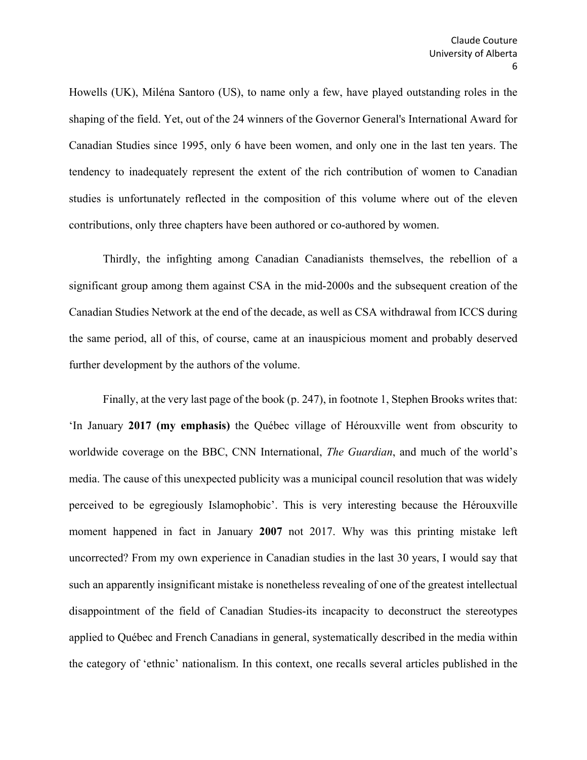Howells (UK), Miléna Santoro (US), to name only a few, have played outstanding roles in the shaping of the field. Yet, out of the 24 winners of the Governor General's International Award for Canadian Studies since 1995, only 6 have been women, and only one in the last ten years. The tendency to inadequately represent the extent of the rich contribution of women to Canadian studies is unfortunately reflected in the composition of this volume where out of the eleven contributions, only three chapters have been authored or co-authored by women.

Thirdly, the infighting among Canadian Canadianists themselves, the rebellion of a significant group among them against CSA in the mid-2000s and the subsequent creation of the Canadian Studies Network at the end of the decade, as well as CSA withdrawal from ICCS during the same period, all of this, of course, came at an inauspicious moment and probably deserved further development by the authors of the volume.

Finally, at the very last page of the book (p. 247), in footnote 1, Stephen Brooks writes that: 'In January **2017 (my emphasis)** the Québec village of Hérouxville went from obscurity to worldwide coverage on the BBC, CNN International, *The Guardian*, and much of the world's media. The cause of this unexpected publicity was a municipal council resolution that was widely perceived to be egregiously Islamophobic'. This is very interesting because the Hérouxville moment happened in fact in January **2007** not 2017. Why was this printing mistake left uncorrected? From my own experience in Canadian studies in the last 30 years, I would say that such an apparently insignificant mistake is nonetheless revealing of one of the greatest intellectual disappointment of the field of Canadian Studies-its incapacity to deconstruct the stereotypes applied to Québec and French Canadians in general, systematically described in the media within the category of 'ethnic' nationalism. In this context, one recalls several articles published in the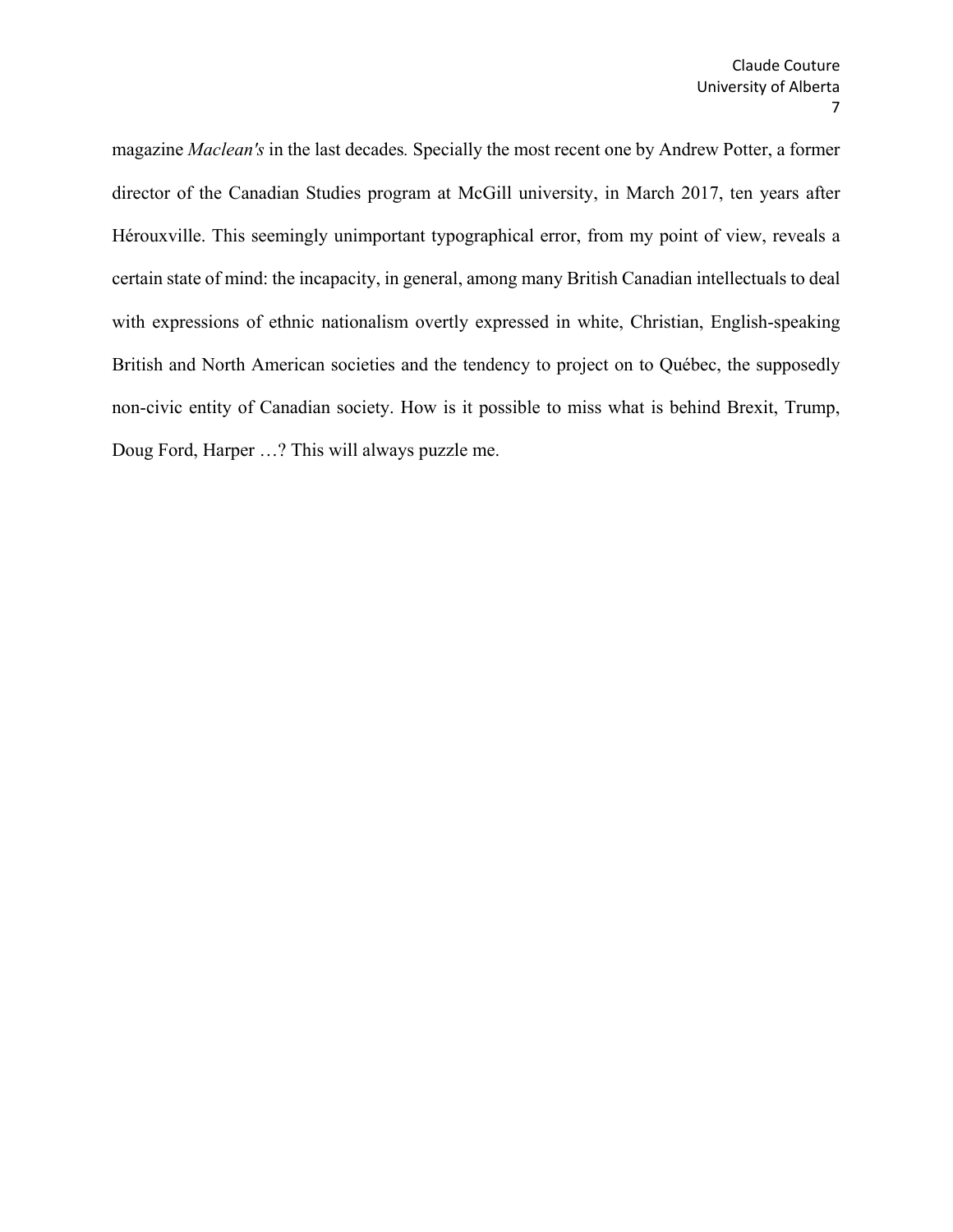magazine *Maclean's* in the last decades. Specially the most recent one by Andrew Potter, a former director of the Canadian Studies program at McGill university, in March 2017, ten years after Hérouxville. This seemingly unimportant typographical error, from my point of view, reveals a certain state of mind: the incapacity, in general, among many British Canadian intellectuals to deal with expressions of ethnic nationalism overtly expressed in white, Christian, English-speaking British and North American societies and the tendency to project on to Québec, the supposedly non-civic entity of Canadian society. How is it possible to miss what is behind Brexit, Trump, Doug Ford, Harper …? This will always puzzle me.